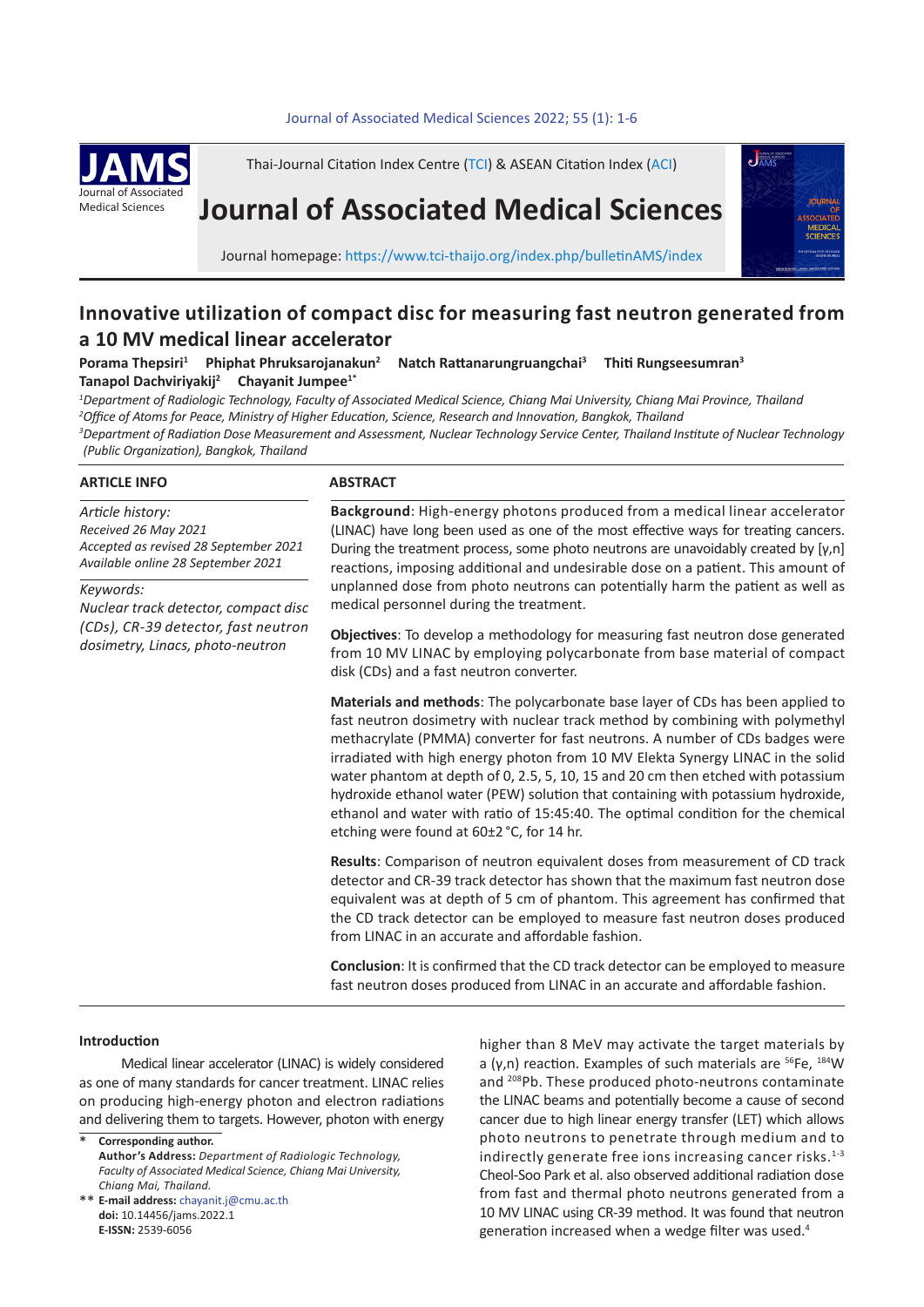Thai-Journal Citation Index Centre (TCI) & ASEAN Citation Index (ACI)

# Journal of Associated Medical Sciences

Journal homepage: https://www.tci-thaijo.org/index.php/bulletinAMS/index

## Innovative utilization of compact disc for measuring fast neutron generated from a 10 MV medical linear accelerator

**Porama Thepsiri[1] Phiphat Phruksarojanakun[2] Natch Rattanarungruangchai[3] Thiti Rungseesumran[3] Tanapol Dachviriyakij[2] Chayanit Jumpee[1*]**

[1]*Department of Radiologic Technology, Faculty of Associated Medical Science, Chiang Mai University, Chiang Mai Province, Thailand*
[2]*Office of Atoms for Peace, Ministry of Higher Education, Science, Research and Innovation, Bangkok, Thailand*
[3]*Department of Radiation Dose Measurement and Assessment, Nuclear Technology Service Center, Thailand Institute of Nuclear Technology (Public Organization), Bangkok, Thailand*

### ARTICLE INFO

*Article history:*
*Received 26 May 2021*
*Accepted as revised 28 September 2021*
*Available online 28 September 2021*

*Keywords:*
*Nuclear track detector, compact disc (CDs), CR-39 detector, fast neutron dosimetry, Linacs, photo-neutron*

### ABSTRACT

**Background**: High-energy photons produced from a medical linear accelerator (LINAC) have long been used as one of the most effective ways for treating cancers. During the treatment process, some photo neutrons are unavoidably created by [γ,n] reactions, imposing additional and undesirable dose on a patient. This amount of unplanned dose from photo neutrons can potentially harm the patient as well as medical personnel during the treatment.

**Objectives**: To develop a methodology for measuring fast neutron dose generated from 10 MV LINAC by employing polycarbonate from base material of compact disk (CDs) and a fast neutron converter.

**Materials and methods**: The polycarbonate base layer of CDs has been applied to fast neutron dosimetry with nuclear track method by combining with polymethyl methacrylate (PMMA) converter for fast neutrons. A number of CDs badges were irradiated with high energy photon from 10 MV Elekta Synergy LINAC in the solid water phantom at depth of 0, 2.5, 5, 10, 15 and 20 cm then etched with potassium hydroxide ethanol water (PEW) solution that containing with potassium hydroxide, ethanol and water with ratio of 15:45:40. The optimal condition for the chemical etching were found at 60±2 °C, for 14 hr.

**Results**: Comparison of neutron equivalent doses from measurement of CD track detector and CR-39 track detector has shown that the maximum fast neutron dose equivalent was at depth of 5 cm of phantom. This agreement has confirmed that the CD track detector can be employed to measure fast neutron doses produced from LINAC in an accurate and affordable fashion.

**Conclusion**: It is confirmed that the CD track detector can be employed to measure fast neutron doses produced from LINAC in an accurate and affordable fashion.

### Introduction

Medical linear accelerator (LINAC) is widely considered as one of many standards for cancer treatment. LINAC relies on producing high-energy photon and electron radiations and delivering them to targets. However, photon with energy higher than 8 MeV may activate the target materials by a (γ,n) reaction. Examples of such materials are $^{56}Fe$, $^{184}W$ and $^{208}Pb$. These produced photo-neutrons contaminate the LINAC beams and potentially become a cause of second cancer due to high linear energy transfer (LET) which allows photo neutrons to penetrate through medium and to indirectly generate free ions increasing cancer risks.[1-3] Cheol-Soo Park et al. also observed additional radiation dose from fast and thermal photo neutrons generated from a 10 MV LINAC using CR-39 method. It was found that neutron generation increased when a wedge filter was used.[4]

\* **Corresponding author.**
**Author's Address:** *Department of Radiologic Technology, Faculty of Associated Medical Science, Chiang Mai University, Chiang Mai, Thailand.*
\*\* **E-mail address:** chayanit.j@cmu.ac.th
**doi:** 10.14456/jams.2022.1
**E-ISSN:** 2539-6056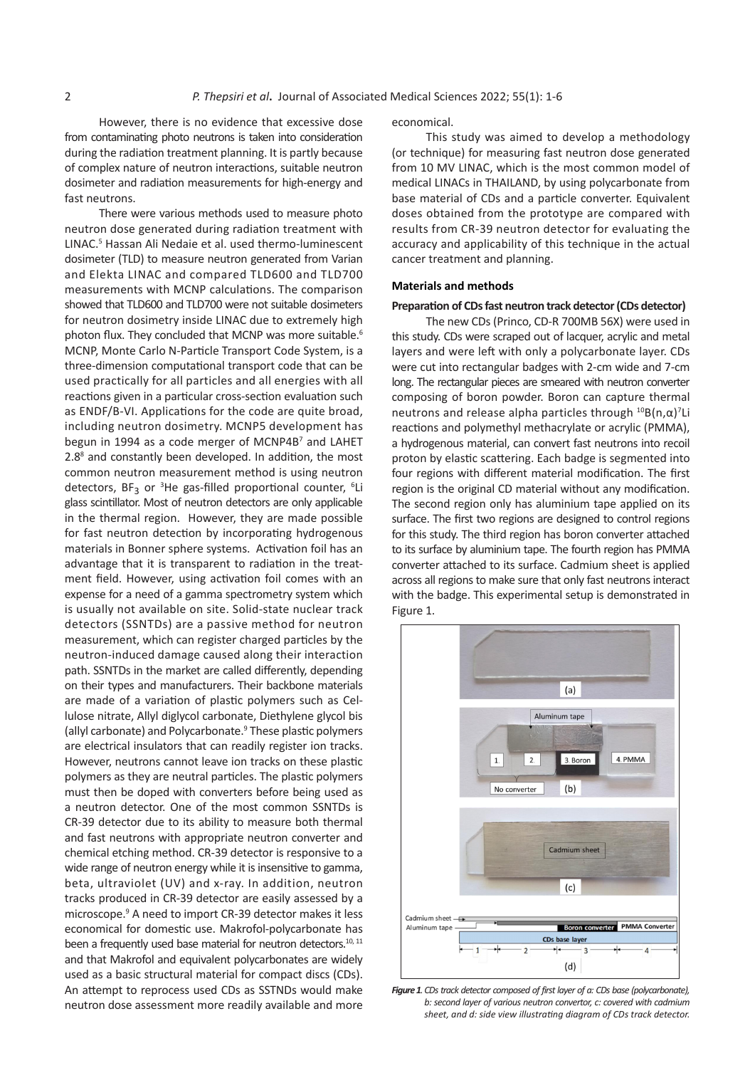However, there is no evidence that excessive dose from contaminating photo neutrons is taken into consideration during the radiation treatment planning. It is partly because of complex nature of neutron interactions, suitable neutron dosimeter and radiation measurements for high-energy and fast neutrons.

There were various methods used to measure photo neutron dose generated during radiation treatment with LINAC.[5] Hassan Ali Nedaie et al. used thermo-luminescent dosimeter (TLD) to measure neutron generated from Varian and Elekta LINAC and compared TLD600 and TLD700 measurements with MCNP calculations. The comparison showed that TLD600 and TLD700 were not suitable dosimeters for neutron dosimetry inside LINAC due to extremely high photon flux. They concluded that MCNP was more suitable.[6] MCNP, Monte Carlo N-Particle Transport Code System, is a three-dimension computational transport code that can be used practically for all particles and all energies with all reactions given in a particular cross-section evaluation such as ENDF/B-VI. Applications for the code are quite broad, including neutron dosimetry. MCNP5 development has begun in 1994 as a code merger of MCNP4B[7] and LAHET 2.8[8] and constantly been developed. In addition, the most common neutron measurement method is using neutron detectors, $BF_3$ or $^3He$ gas-filled proportional counter, $^6Li$ glass scintillator. Most of neutron detectors are only applicable in the thermal region. However, they are made possible for fast neutron detection by incorporating hydrogenous materials in Bonner sphere systems. Activation foil has an advantage that it is transparent to radiation in the treatment field. However, using activation foil comes with an expense for a need of a gamma spectrometry system which is usually not available on site. Solid-state nuclear track detectors (SSNTDs) are a passive method for neutron measurement, which can register charged particles by the neutron-induced damage caused along their interaction path. SSNTDs in the market are called differently, depending on their types and manufacturers. Their backbone materials are made of a variation of plastic polymers such as Cellulose nitrate, Allyl diglycol carbonate, Diethylene glycol bis (allyl carbonate) and Polycarbonate.[9] These plastic polymers are electrical insulators that can readily register ion tracks. However, neutrons cannot leave ion tracks on these plastic polymers as they are neutral particles. The plastic polymers must then be doped with converters before being used as a neutron detector. One of the most common SSNTDs is CR-39 detector due to its ability to measure both thermal and fast neutrons with appropriate neutron converter and chemical etching method. CR-39 detector is responsive to a wide range of neutron energy while it is insensitive to gamma, beta, ultraviolet (UV) and x-ray. In addition, neutron tracks produced in CR-39 detector are easily assessed by a microscope.[9] A need to import CR-39 detector makes it less economical for domestic use. Makrofol-polycarbonate has been a frequently used base material for neutron detectors.[10, 11] and that Makrofol and equivalent polycarbonates are widely used as a basic structural material for compact discs (CDs). An attempt to reprocess used CDs as SSTNDs would make neutron dose assessment more readily available and more economical.

This study was aimed to develop a methodology (or technique) for measuring fast neutron dose generated from 10 MV LINAC, which is the most common model of medical LINACs in THAILAND, by using polycarbonate from base material of CDs and a particle converter. Equivalent doses obtained from the prototype are compared with results from CR-39 neutron detector for evaluating the accuracy and applicability of this technique in the actual cancer treatment and planning.

## Materials and methods

### Preparation of CDs fast neutron track detector (CDs detector)

The new CDs (Princo, CD-R 700MB 56X) were used in this study. CDs were scraped out of lacquer, acrylic and metal layers and were left with only a polycarbonate layer. CDs were cut into rectangular badges with 2-cm wide and 7-cm long. The rectangular pieces are smeared with neutron converter composing of boron powder. Boron can capture thermal neutrons and release alpha particles through $^{10}B(n,\alpha)^7Li$ reactions and polymethyl methacrylate or acrylic (PMMA), a hydrogenous material, can convert fast neutrons into recoil proton by elastic scattering. Each badge is segmented into four regions with different material modification. The first region is the original CD material without any modification. The second region only has aluminium tape applied on its surface. The first two regions are designed to control regions for this study. The third region has boron converter attached to its surface by aluminium tape. The fourth region has PMMA converter attached to its surface. Cadmium sheet is applied across all regions to make sure that only fast neutrons interact with the badge. This experimental setup is demonstrated in Figure 1.

*Figure 1. CDs track detector composed of first layer of a: CDs base (polycarbonate), b: second layer of various neutron convertor, c: covered with cadmium sheet, and d: side view illustrating diagram of CDs track detector.*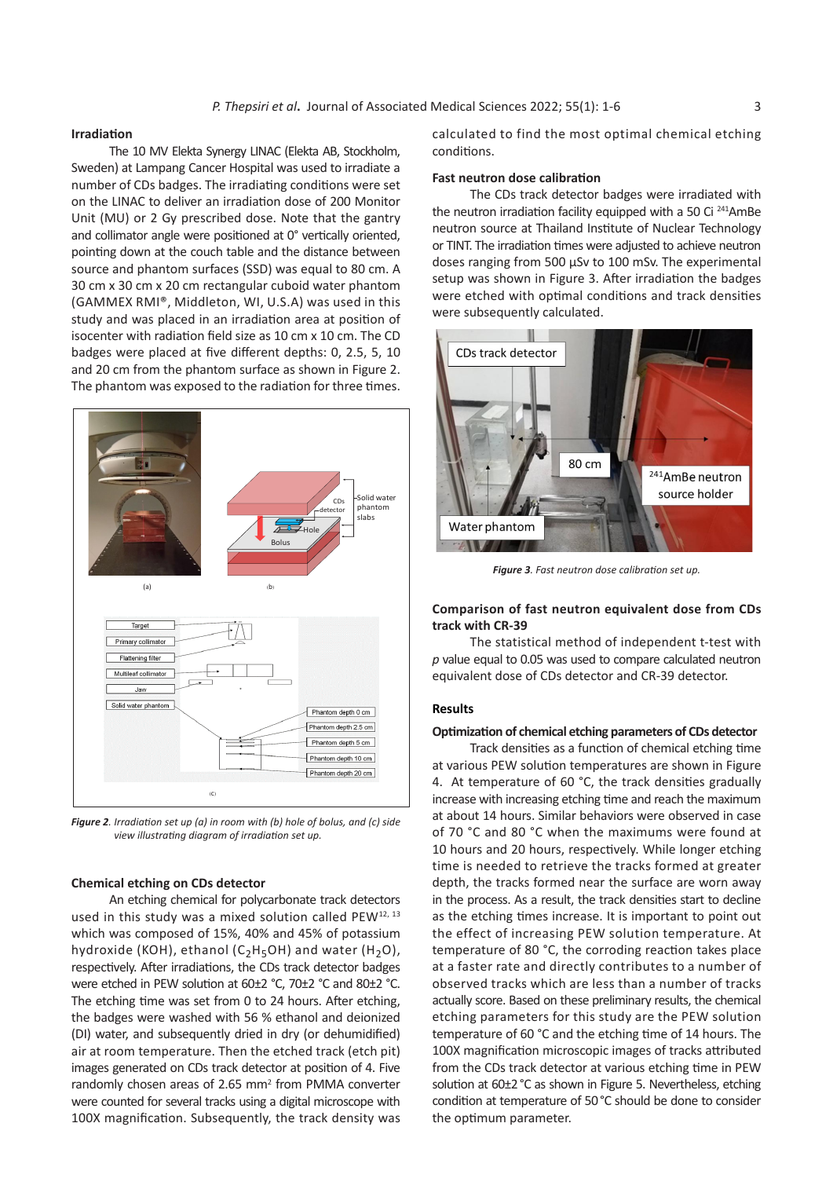### Irradiation

The 10 MV Elekta Synergy LINAC (Elekta AB, Stockholm, Sweden) at Lampang Cancer Hospital was used to irradiate a number of CDs badges. The irradiating conditions were set on the LINAC to deliver an irradiation dose of 200 Monitor Unit (MU) or 2 Gy prescribed dose. Note that the gantry and collimator angle were positioned at 0° vertically oriented, pointing down at the couch table and the distance between source and phantom surfaces (SSD) was equal to 80 cm. A 30 cm x 30 cm x 20 cm rectangular cuboid water phantom (GAMMEX RMI®, Middleton, WI, U.S.A) was used in this study and was placed in an irradiation area at position of isocenter with radiation field size as 10 cm x 10 cm. The CD badges were placed at five different depths: 0, 2.5, 5, 10 and 20 cm from the phantom surface as shown in Figure 2. The phantom was exposed to the radiation for three times.

CDs detector
Solid water phantom slabs
Hole
Bolus
(a)
(b)
Target
Primary collimator
Flattening filter
Multileaf collimator
Jaw
Solid water phantom
Phantom depth 0 cm
Phantom depth 2.5 cm
Phantom depth 5 cm
Phantom depth 10 cm
Phantom depth 20 cm
(C)

***Figure 2**. Irradiation set up (a) in room with (b) hole of bolus, and (c) side view illustrating diagram of irradiation set up.*

### Chemical etching on CDs detector

An etching chemical for polycarbonate track detectors used in this study was a mixed solution called PEW[12, 13] which was composed of 15%, 40% and 45% of potassium hydroxide (KOH), ethanol ($C_2H_5OH$) and water ($H_2O$), respectively. After irradiations, the CDs track detector badges were etched in PEW solution at 60±2 °C, 70±2 °C and 80±2 °C. The etching time was set from 0 to 24 hours. After etching, the badges were washed with 56 % ethanol and deionized (DI) water, and subsequently dried in dry (or dehumidified) air at room temperature. Then the etched track (etch pit) images generated on CDs track detector at position of 4. Five randomly chosen areas of 2.65 mm$^2$ from PMMA converter were counted for several tracks using a digital microscope with 100X magnification. Subsequently, the track density was calculated to find the most optimal chemical etching conditions.

### Fast neutron dose calibration

The CDs track detector badges were irradiated with the neutron irradiation facility equipped with a 50 Ci $^{241}$AmBe neutron source at Thailand Institute of Nuclear Technology or TINT. The irradiation times were adjusted to achieve neutron doses ranging from 500 µSv to 100 mSv. The experimental setup was shown in Figure 3. After irradiation the badges were etched with optimal conditions and track densities were subsequently calculated.

CDs track detector
80 cm
$^{241}$AmBe neutron source holder
Water phantom

***Figure 3**. Fast neutron dose calibration set up.*

### Comparison of fast neutron equivalent dose from CDs track with CR-39

The statistical method of independent t-test with $p$ value equal to 0.05 was used to compare calculated neutron equivalent dose of CDs detector and CR-39 detector.

## Results

### Optimization of chemical etching parameters of CDs detector

Track densities as a function of chemical etching time at various PEW solution temperatures are shown in Figure 4. At temperature of 60 °C, the track densities gradually increase with increasing etching time and reach the maximum at about 14 hours. Similar behaviors were observed in case of 70 °C and 80 °C when the maximums were found at 10 hours and 20 hours, respectively. While longer etching time is needed to retrieve the tracks formed at greater depth, the tracks formed near the surface are worn away in the process. As a result, the track densities start to decline as the etching times increase. It is important to point out the effect of increasing PEW solution temperature. At temperature of 80 °C, the corroding reaction takes place at a faster rate and directly contributes to a number of observed tracks which are less than a number of tracks actually score. Based on these preliminary results, the chemical etching parameters for this study are the PEW solution temperature of 60 °C and the etching time of 14 hours. The 100X magnification microscopic images of tracks attributed from the CDs track detector at various etching time in PEW solution at 60±2 °C as shown in Figure 5. Nevertheless, etching condition at temperature of 50 °C should be done to consider the optimum parameter.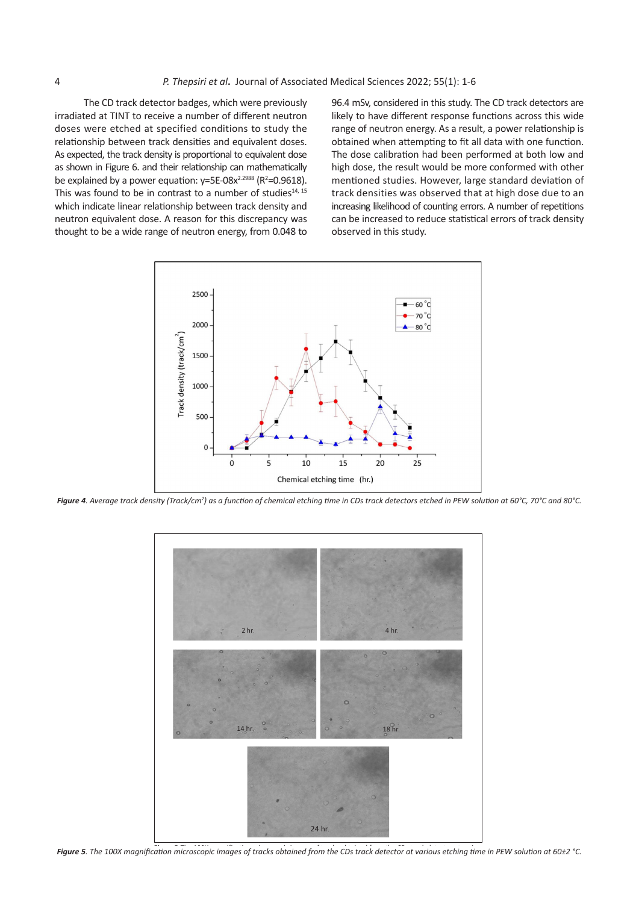The CD track detector badges, which were previously irradiated at TINT to receive a number of different neutron doses were etched at specified conditions to study the relationship between track densities and equivalent doses. As expected, the track density is proportional to equivalent dose as shown in Figure 6. and their relationship can mathematically be explained by a power equation: $y=5E\text{-}08x^{2.2988}$ ($R^2$=0.9618). This was found to be in contrast to a number of studies[14, 15] which indicate linear relationship between track density and neutron equivalent dose. A reason for this discrepancy was thought to be a wide range of neutron energy, from 0.048 to 96.4 mSv, considered in this study. The CD track detectors are likely to have different response functions across this wide range of neutron energy. As a result, a power relationship is obtained when attempting to fit all data with one function. The dose calibration had been performed at both low and high dose, the result would be more conformed with other mentioned studies. However, large standard deviation of track densities was observed that at high dose due to an increasing likelihood of counting errors. A number of repetitions can be increased to reduce statistical errors of track density observed in this study.

2500
2000
1500
1000
500
0
Track density (track/cm²)
0
5
10
15
20
25
Chemical etching time (hr.)
60 °C
70 °C
80 °C

***Figure 4****. Average track density (Track/cm²) as a function of chemical etching time in CDs track detectors etched in PEW solution at 60°C, 70°C and 80°C.*

2 hr.
4 hr.
14 hr.
18 hr.
24 hr.

***Figure 5****. The 100X magnification microscopic images of tracks obtained from the CDs track detector at various etching time in PEW solution at 60±2 °C.*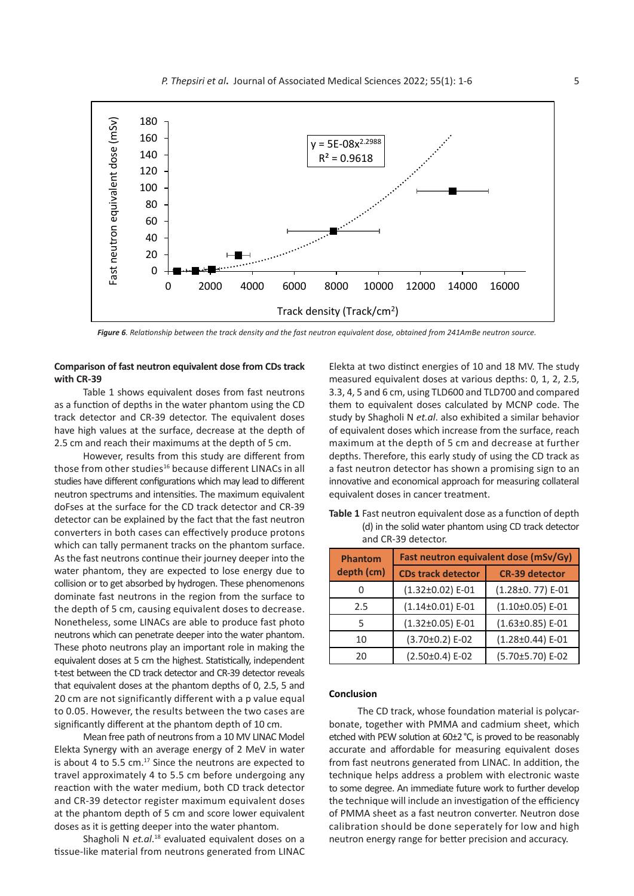Fast neutron equivalent dose (mSv)

180
160
140
120
100
80
60
40
20
0

0 2000 4000 6000 8000 10000 12000 14000 16000

Track density (Track/cm²)

$y = 5E\text{-}08x^{2.2988}$

$R^2 = 0.9618$

***Figure 6****. Relationship between the track density and the fast neutron equivalent dose, obtained from 241AmBe neutron source.*

**Comparison of fast neutron equivalent dose from CDs track with CR-39**

Table 1 shows equivalent doses from fast neutrons as a function of depths in the water phantom using the CD track detector and CR-39 detector. The equivalent doses have high values at the surface, decrease at the depth of 2.5 cm and reach their maximums at the depth of 5 cm.

However, results from this study are different from those from other studies[16] because different LINACs in all studies have different configurations which may lead to different neutron spectrums and intensities. The maximum equivalent doFses at the surface for the CD track detector and CR-39 detector can be explained by the fact that the fast neutron converters in both cases can effectively produce protons which can tally permanent tracks on the phantom surface. As the fast neutrons continue their journey deeper into the water phantom, they are expected to lose energy due to collision or to get absorbed by hydrogen. These phenomenons dominate fast neutrons in the region from the surface to the depth of 5 cm, causing equivalent doses to decrease. Nonetheless, some LINACs are able to produce fast photo neutrons which can penetrate deeper into the water phantom. These photo neutrons play an important role in making the equivalent doses at 5 cm the highest. Statistically, independent t-test between the CD track detector and CR-39 detector reveals that equivalent doses at the phantom depths of 0, 2.5, 5 and 20 cm are not significantly different with a p value equal to 0.05. However, the results between the two cases are significantly different at the phantom depth of 10 cm.

Mean free path of neutrons from a 10 MV LINAC Model Elekta Synergy with an average energy of 2 MeV in water is about 4 to 5.5 cm.[17] Since the neutrons are expected to travel approximately 4 to 5.5 cm before undergoing any reaction with the water medium, both CD track detector and CR-39 detector register maximum equivalent doses at the phantom depth of 5 cm and score lower equivalent doses as it is getting deeper into the water phantom.

Shagholi N *et.al.*[18] evaluated equivalent doses on a tissue-like material from neutrons generated from LINAC Elekta at two distinct energies of 10 and 18 MV. The study measured equivalent doses at various depths: 0, 1, 2, 2.5, 3.3, 4, 5 and 6 cm, using TLD600 and TLD700 and compared them to equivalent doses calculated by MCNP code. The study by Shagholi N *et.al.* also exhibited a similar behavior of equivalent doses which increase from the surface, reach maximum at the depth of 5 cm and decrease at further depths. Therefore, this early study of using the CD track as a fast neutron detector has shown a promising sign to an innovative and economical approach for measuring collateral equivalent doses in cancer treatment.

**Table 1** Fast neutron equivalent dose as a function of depth (d) in the solid water phantom using CD track detector and CR-39 detector.

| Phantom depth (cm) | Fast neutron equivalent dose (mSv/Gy) | |
|---|---|---|
| | CDs track detector | CR-39 detector |
| 0 | (1.32±0.02) E-01 | (1.28±0. 77) E-01 |
| 2.5 | (1.14±0.01) E-01 | (1.10±0.05) E-01 |
| 5 | (1.32±0.05) E-01 | (1.63±0.85) E-01 |
| 10 | (3.70±0.2) E-02 | (1.28±0.44) E-01 |
| 20 | (2.50±0.4) E-02 | (5.70±5.70) E-02 |

**Conclusion**

The CD track, whose foundation material is polycarbonate, together with PMMA and cadmium sheet, which etched with PEW solution at 60±2 °C, is proved to be reasonably accurate and affordable for measuring equivalent doses from fast neutrons generated from LINAC. In addition, the technique helps address a problem with electronic waste to some degree. An immediate future work to further develop the technique will include an investigation of the efficiency of PMMA sheet as a fast neutron converter. Neutron dose calibration should be done seperately for low and high neutron energy range for better precision and accuracy.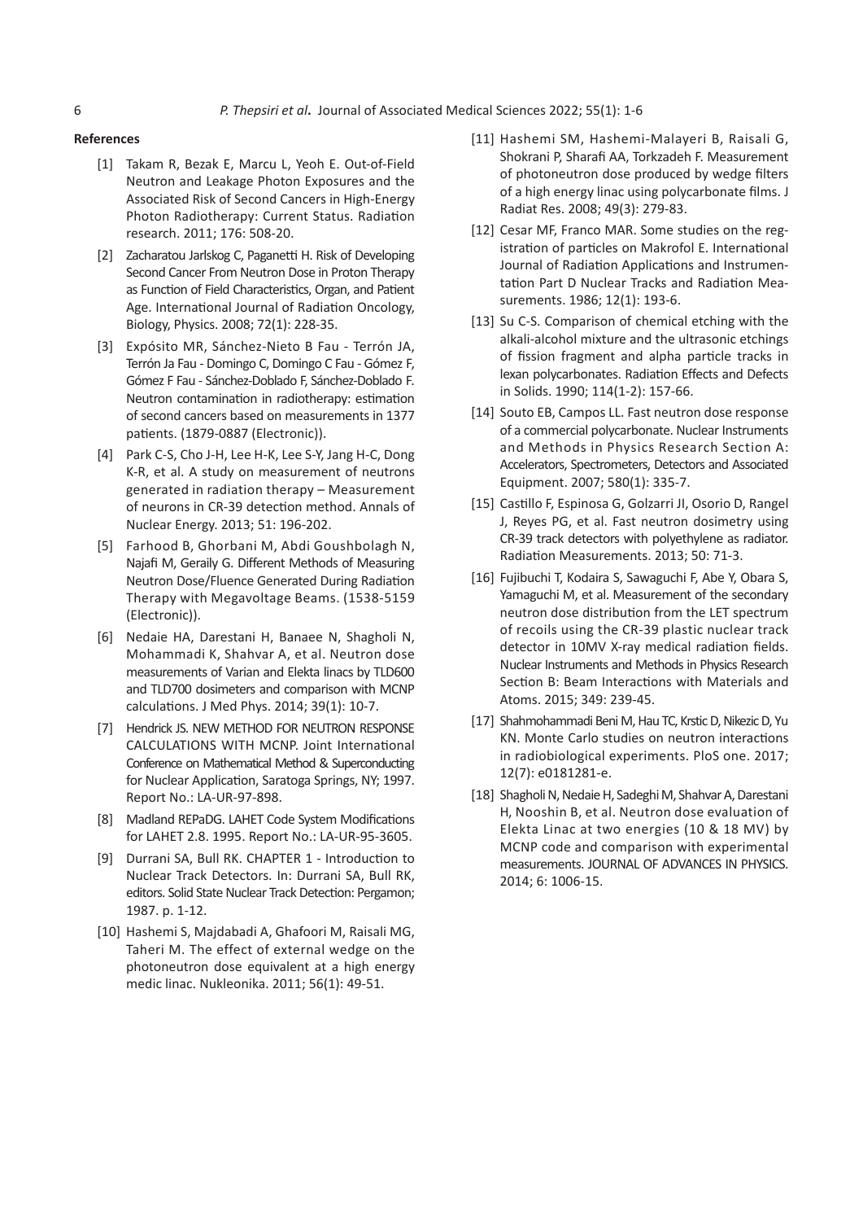## References

[1] Takam R, Bezak E, Marcu L, Yeoh E. Out-of-Field Neutron and Leakage Photon Exposures and the Associated Risk of Second Cancers in High-Energy Photon Radiotherapy: Current Status. Radiation research. 2011; 176: 508-20.

[2] Zacharatou Jarlskog C, Paganetti H. Risk of Developing Second Cancer From Neutron Dose in Proton Therapy as Function of Field Characteristics, Organ, and Patient Age. International Journal of Radiation Oncology, Biology, Physics. 2008; 72(1): 228-35.

[3] Expósito MR, Sánchez-Nieto B Fau - Terrón JA, Terrón Ja Fau - Domingo C, Domingo C Fau - Gómez F, Gómez F Fau - Sánchez-Doblado F, Sánchez-Doblado F. Neutron contamination in radiotherapy: estimation of second cancers based on measurements in 1377 patients. (1879-0887 (Electronic)).

[4] Park C-S, Cho J-H, Lee H-K, Lee S-Y, Jang H-C, Dong K-R, et al. A study on measurement of neutrons generated in radiation therapy – Measurement of neurons in CR-39 detection method. Annals of Nuclear Energy. 2013; 51: 196-202.

[5] Farhood B, Ghorbani M, Abdi Goushbolagh N, Najafi M, Geraily G. Different Methods of Measuring Neutron Dose/Fluence Generated During Radiation Therapy with Megavoltage Beams. (1538-5159 (Electronic)).

[6] Nedaie HA, Darestani H, Banaee N, Shagholi N, Mohammadi K, Shahvar A, et al. Neutron dose measurements of Varian and Elekta linacs by TLD600 and TLD700 dosimeters and comparison with MCNP calculations. J Med Phys. 2014; 39(1): 10-7.

[7] Hendrick JS. NEW METHOD FOR NEUTRON RESPONSE CALCULATIONS WITH MCNP. Joint International Conference on Mathematical Method & Superconducting for Nuclear Application, Saratoga Springs, NY; 1997. Report No.: LA-UR-97-898.

[8] Madland REPaDG. LAHET Code System Modifications for LAHET 2.8. 1995. Report No.: LA-UR-95-3605.

[9] Durrani SA, Bull RK. CHAPTER 1 - Introduction to Nuclear Track Detectors. In: Durrani SA, Bull RK, editors. Solid State Nuclear Track Detection: Pergamon; 1987. p. 1-12.

[10] Hashemi S, Majdabadi A, Ghafoori M, Raisali MG, Taheri M. The effect of external wedge on the photoneutron dose equivalent at a high energy medic linac. Nukleonika. 2011; 56(1): 49-51.

[11] Hashemi SM, Hashemi-Malayeri B, Raisali G, Shokrani P, Sharafi AA, Torkzadeh F. Measurement of photoneutron dose produced by wedge filters of a high energy linac using polycarbonate films. J Radiat Res. 2008; 49(3): 279-83.

[12] Cesar MF, Franco MAR. Some studies on the registration of particles on Makrofol E. International Journal of Radiation Applications and Instrumentation Part D Nuclear Tracks and Radiation Measurements. 1986; 12(1): 193-6.

[13] Su C-S. Comparison of chemical etching with the alkali-alcohol mixture and the ultrasonic etchings of fission fragment and alpha particle tracks in lexan polycarbonates. Radiation Effects and Defects in Solids. 1990; 114(1-2): 157-66.

[14] Souto EB, Campos LL. Fast neutron dose response of a commercial polycarbonate. Nuclear Instruments and Methods in Physics Research Section A: Accelerators, Spectrometers, Detectors and Associated Equipment. 2007; 580(1): 335-7.

[15] Castillo F, Espinosa G, Golzarri JI, Osorio D, Rangel J, Reyes PG, et al. Fast neutron dosimetry using CR-39 track detectors with polyethylene as radiator. Radiation Measurements. 2013; 50: 71-3.

[16] Fujibuchi T, Kodaira S, Sawaguchi F, Abe Y, Obara S, Yamaguchi M, et al. Measurement of the secondary neutron dose distribution from the LET spectrum of recoils using the CR-39 plastic nuclear track detector in 10MV X-ray medical radiation fields. Nuclear Instruments and Methods in Physics Research Section B: Beam Interactions with Materials and Atoms. 2015; 349: 239-45.

[17] Shahmohammadi Beni M, Hau TC, Krstic D, Nikezic D, Yu KN. Monte Carlo studies on neutron interactions in radiobiological experiments. PloS one. 2017; 12(7): e0181281-e.

[18] Shagholi N, Nedaie H, Sadeghi M, Shahvar A, Darestani H, Nooshin B, et al. Neutron dose evaluation of Elekta Linac at two energies (10 & 18 MV) by MCNP code and comparison with experimental measurements. JOURNAL OF ADVANCES IN PHYSICS. 2014; 6: 1006-15.